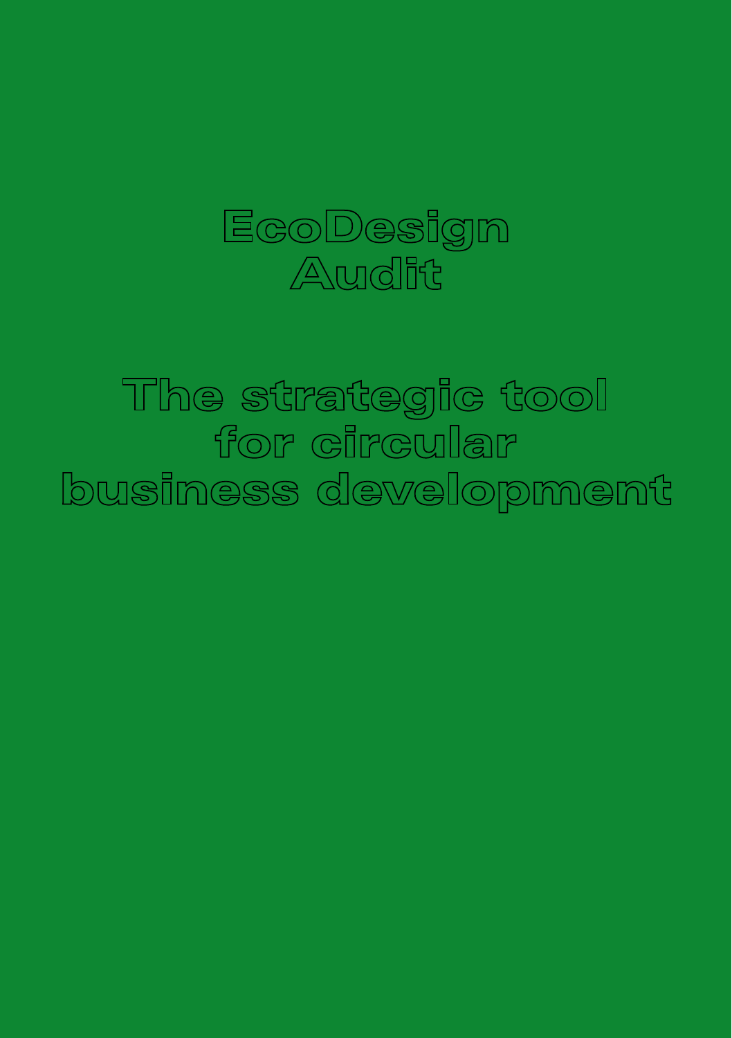# EcoDesign Audit

## The strategic tool for circular business development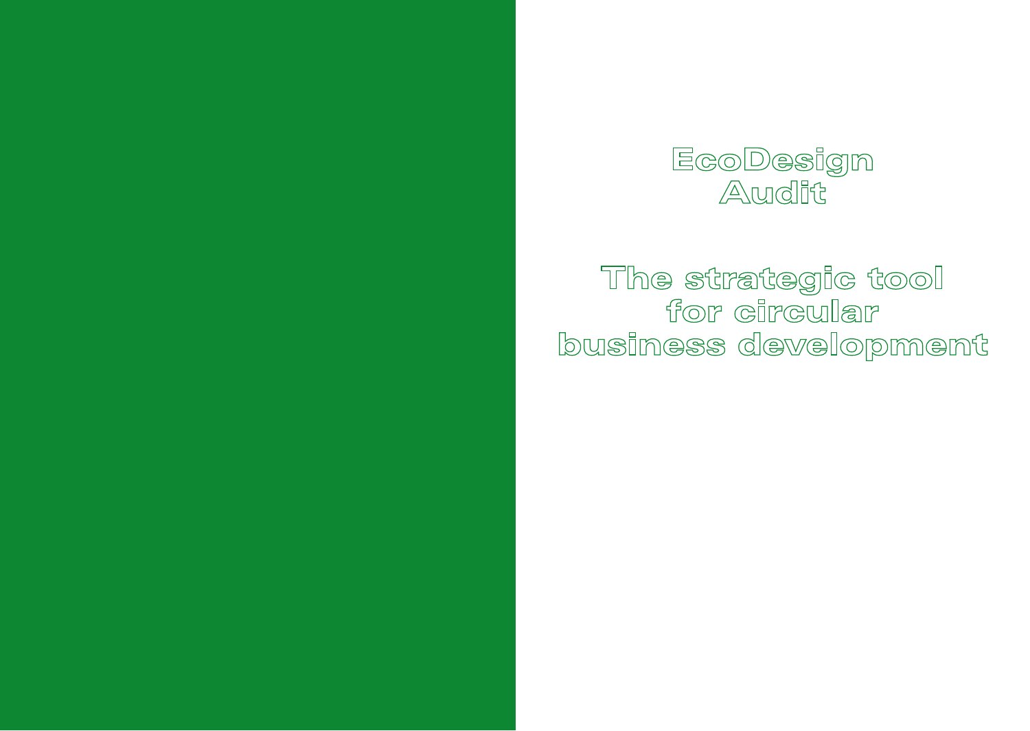# EcoDesign Audit

## The strategic tool for circular business development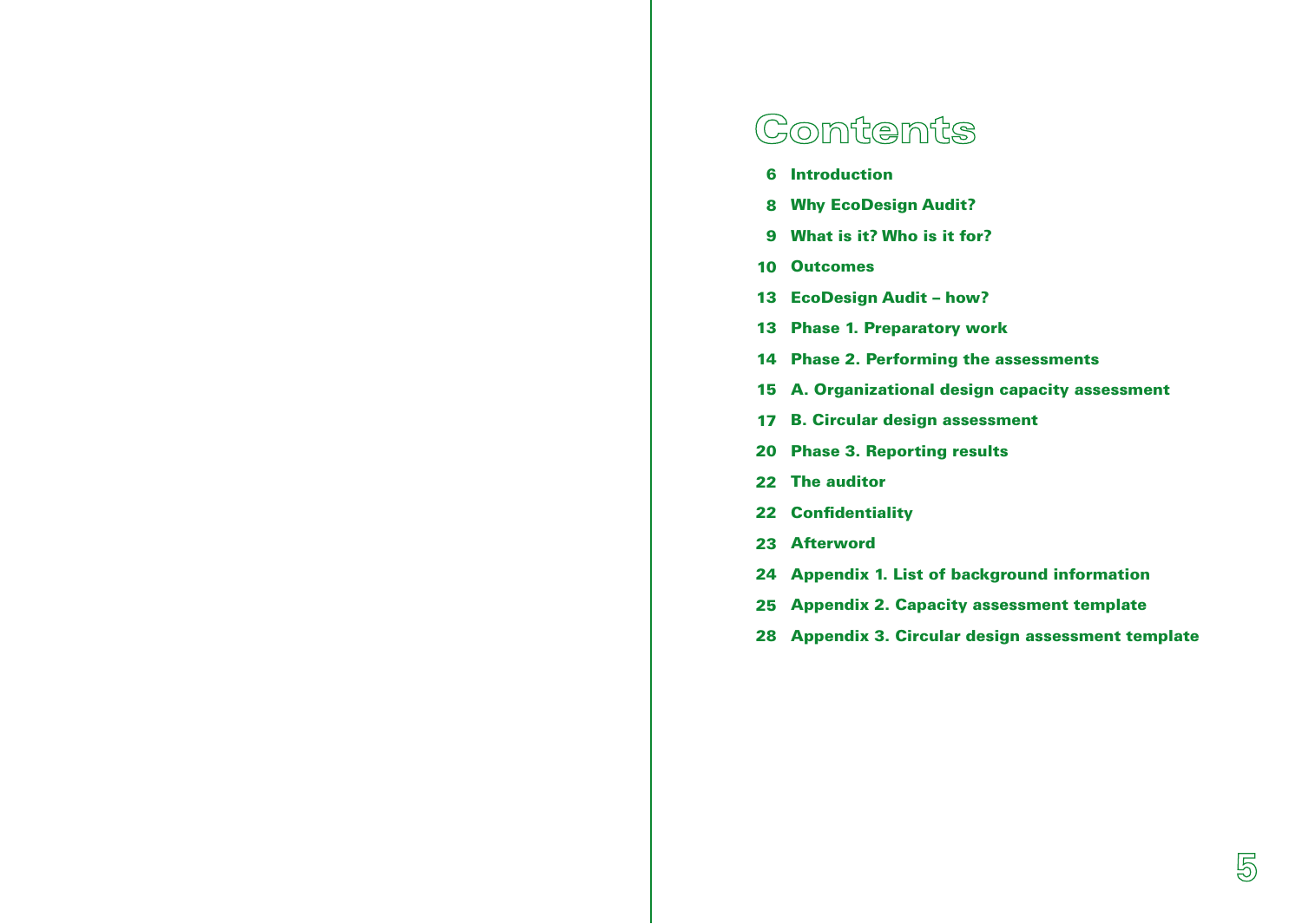# Contents

| | |
|---|---|
| 6 | Introduction |
| 8 | Why EcoDesign Audit? |
| 9 | What is it? Who is it for? |
| 10 | Outcomes |
| 13 | EcoDesign Audit – how? |
| 13 | Phase 1. Preparatory work |
| 14 | Phase 2. Performing the assessments |
| 15 | A. Organizational design capacity assessment |
| 17 | B. Circular design assessment |
| 20 | Phase 3. Reporting results |
| 22 | The auditor |
| 22 | Confidentiality |
| 23 | Afterword |
| 24 | Appendix 1. List of background information |
| 25 | Appendix 2. Capacity assessment template |
| 28 | Appendix 3. Circular design assessment template |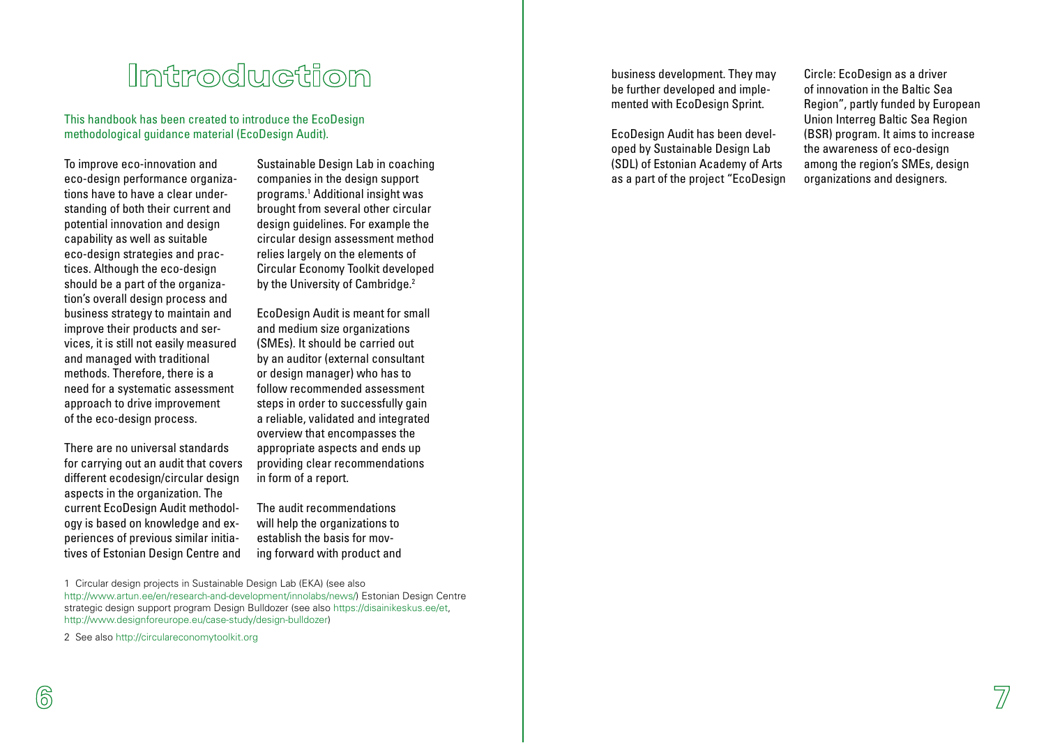# Introduction

This handbook has been created to introduce the EcoDesign methodological guidance material (EcoDesign Audit).

To improve eco-innovation and eco-design performance organizations have to have a clear understanding of both their current and potential innovation and design capability as well as suitable eco-design strategies and practices. Although the eco-design should be a part of the organization's overall design process and business strategy to maintain and improve their products and services, it is still not easily measured and managed with traditional methods. Therefore, there is a need for a systematic assessment approach to drive improvement of the eco-design process.

There are no universal standards for carrying out an audit that covers different ecodesign/circular design aspects in the organization. The current EcoDesign Audit methodology is based on knowledge and experiences of previous similar initiatives of Estonian Design Centre and Sustainable Design Lab in coaching companies in the design support programs.[1] Additional insight was brought from several other circular design guidelines. For example the circular design assessment method relies largely on the elements of Circular Economy Toolkit developed by the University of Cambridge.[2]

EcoDesign Audit is meant for small and medium size organizations (SMEs). It should be carried out by an auditor (external consultant or design manager) who has to follow recommended assessment steps in order to successfully gain a reliable, validated and integrated overview that encompasses the appropriate aspects and ends up providing clear recommendations in form of a report.

The audit recommendations will help the organizations to establish the basis for moving forward with product and business development. They may be further developed and implemented with EcoDesign Sprint.

EcoDesign Audit has been developed by Sustainable Design Lab (SDL) of Estonian Academy of Arts as a part of the project "EcoDesign Circle: EcoDesign as a driver of innovation in the Baltic Sea Region", partly funded by European Union Interreg Baltic Sea Region (BSR) program. It aims to increase the awareness of eco-design among the region's SMEs, design organizations and designers.

1 Circular design projects in Sustainable Design Lab (EKA) (see also http://www.artun.ee/en/research-and-development/innolabs/news/) Estonian Design Centre strategic design support program Design Bulldozer (see also https://disainikeskus.ee/et, http://www.designforeurope.eu/case-study/design-bulldozer)

2 See also http://circulareconomytoolkit.org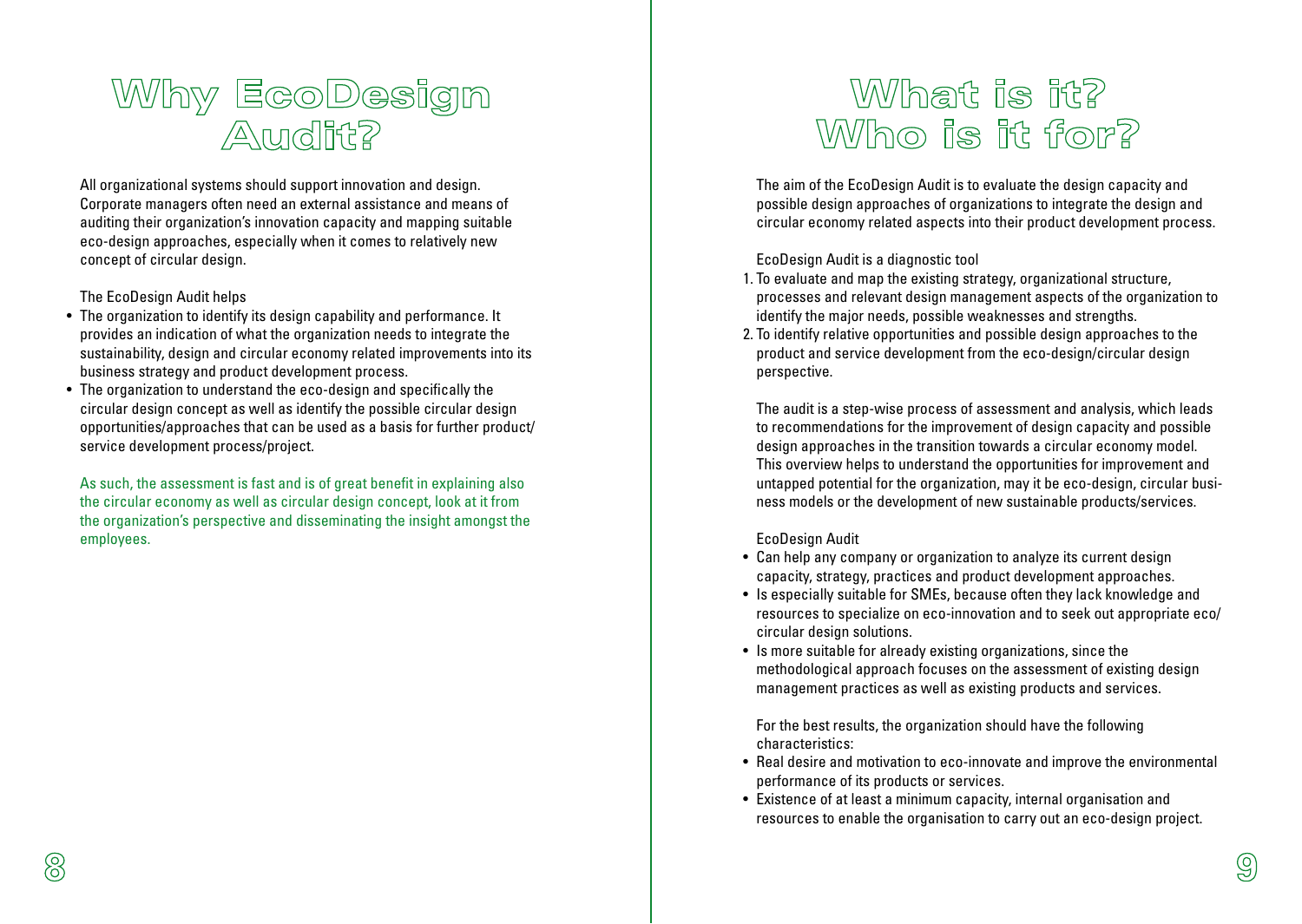# Why EcoDesign Audit?

All organizational systems should support innovation and design. Corporate managers often need an external assistance and means of auditing their organization's innovation capacity and mapping suitable eco-design approaches, especially when it comes to relatively new concept of circular design.

The EcoDesign Audit helps

- The organization to identify its design capability and performance. It provides an indication of what the organization needs to integrate the sustainability, design and circular economy related improvements into its business strategy and product development process.
- The organization to understand the eco-design and specifically the circular design concept as well as identify the possible circular design opportunities/approaches that can be used as a basis for further product/service development process/project.

As such, the assessment is fast and is of great benefit in explaining also the circular economy as well as circular design concept, look at it from the organization's perspective and disseminating the insight amongst the employees.

# What is it? Who is it for?

The aim of the EcoDesign Audit is to evaluate the design capacity and possible design approaches of organizations to integrate the design and circular economy related aspects into their product development process.

EcoDesign Audit is a diagnostic tool

1. To evaluate and map the existing strategy, organizational structure, processes and relevant design management aspects of the organization to identify the major needs, possible weaknesses and strengths.
2. To identify relative opportunities and possible design approaches to the product and service development from the eco-design/circular design perspective.

The audit is a step-wise process of assessment and analysis, which leads to recommendations for the improvement of design capacity and possible design approaches in the transition towards a circular economy model. This overview helps to understand the opportunities for improvement and untapped potential for the organization, may it be eco-design, circular business models or the development of new sustainable products/services.

EcoDesign Audit

- Can help any company or organization to analyze its current design capacity, strategy, practices and product development approaches.
- Is especially suitable for SMEs, because often they lack knowledge and resources to specialize on eco-innovation and to seek out appropriate eco/circular design solutions.
- Is more suitable for already existing organizations, since the methodological approach focuses on the assessment of existing design management practices as well as existing products and services.

For the best results, the organization should have the following characteristics:

- Real desire and motivation to eco-innovate and improve the environmental performance of its products or services.
- Existence of at least a minimum capacity, internal organisation and resources to enable the organisation to carry out an eco-design project.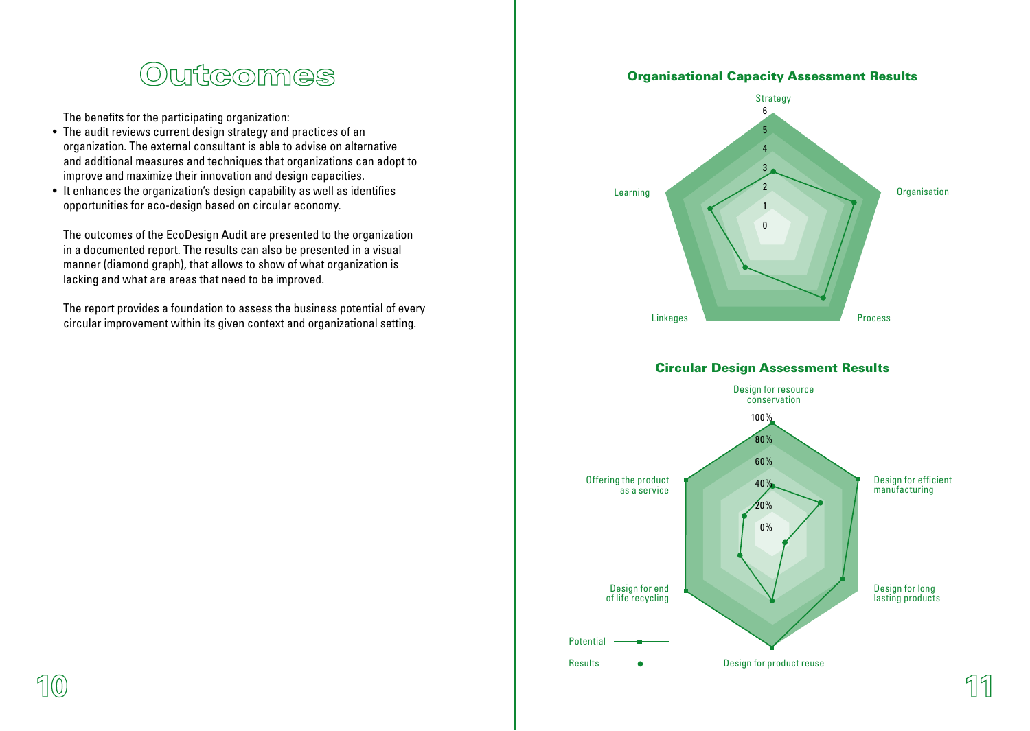# Outcomes

The benefits for the participating organization:

- The audit reviews current design strategy and practices of an organization. The external consultant is able to advise on alternative and additional measures and techniques that organizations can adopt to improve and maximize their innovation and design capacities.
- It enhances the organization's design capability as well as identifies opportunities for eco-design based on circular economy.

The outcomes of the EcoDesign Audit are presented to the organization in a documented report. The results can also be presented in a visual manner (diamond graph), that allows to show of what organization is lacking and what are areas that need to be improved.

The report provides a foundation to assess the business potential of every circular improvement within its given context and organizational setting.

## Organisational Capacity Assessment Results

Strategy

6
5
4
3
2
1
0

Organisation

Process

Linkages

Learning

## Circular Design Assessment Results

Design for resource conservation

100%
80%
60%
40%
20%
0%

Design for efficient manufacturing

Design for long lasting products

Design for product reuse

Design for end of life recycling

Offering the product as a service

Potential

Results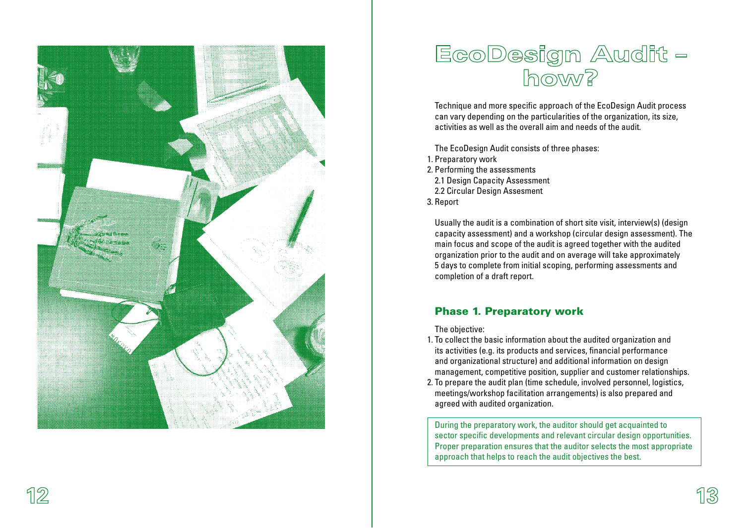# EcoDesign Audit – how?

Technique and more specific approach of the EcoDesign Audit process can vary depending on the particularities of the organization, its size, activities as well as the overall aim and needs of the audit.

The EcoDesign Audit consists of three phases:

1. Preparatory work
2. Performing the assessments
   - 2.1 Design Capacity Assessment
   - 2.2 Circular Design Assesment
3. Report

Usually the audit is a combination of short site visit, interview(s) (design capacity assessment) and a workshop (circular design assessment). The main focus and scope of the audit is agreed together with the audited organization prior to the audit and on average will take approximately 5 days to complete from initial scoping, performing assessments and completion of a draft report.

## Phase 1. Preparatory work

The objective:

1. To collect the basic information about the audited organization and its activities (e.g. its products and services, financial performance and organizational structure) and additional information on design management, competitive position, supplier and customer relationships.
2. To prepare the audit plan (time schedule, involved personnel, logistics, meetings/workshop facilitation arrangements) is also prepared and agreed with audited organization.

During the preparatory work, the auditor should get acquainted to sector specific developments and relevant circular design opportunities. Proper preparation ensures that the auditor selects the most appropriate approach that helps to reach the audit objectives the best.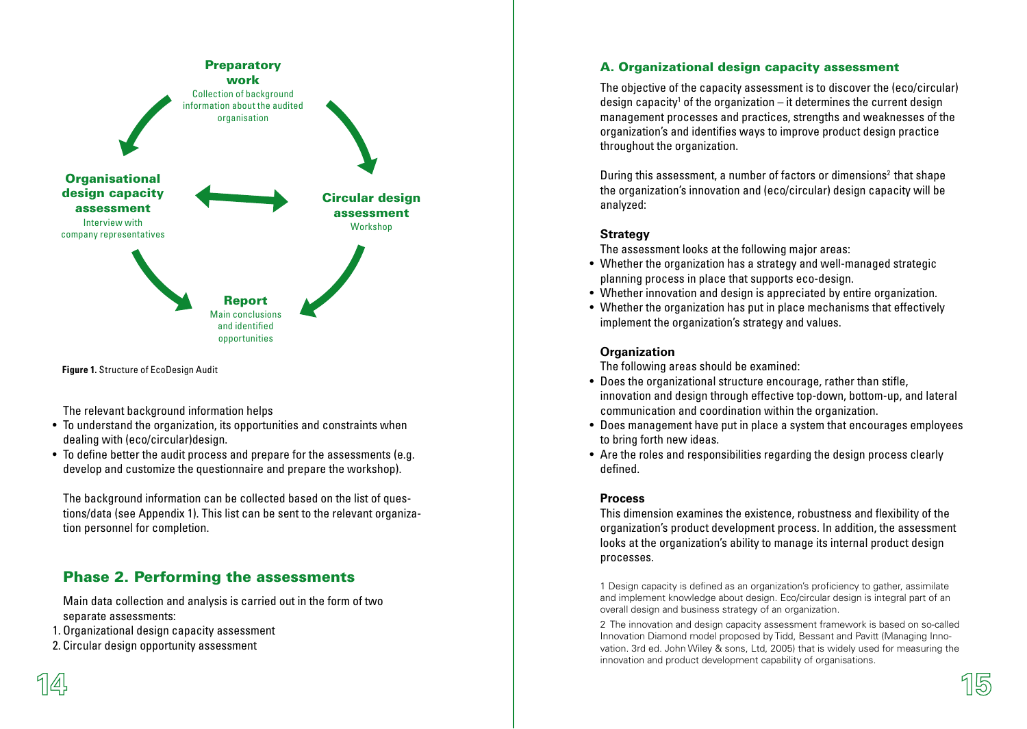Preparatory work
Collection of background information about the audited organisation

Organisational design capacity assessment
Interview with company representatives

Circular design assessment
Workshop

Report
Main conclusions and identified opportunities

**Figure 1.** Structure of EcoDesign Audit

The relevant background information helps

- To understand the organization, its opportunities and constraints when dealing with (eco/circular)design.
- To define better the audit process and prepare for the assessments (e.g. develop and customize the questionnaire and prepare the workshop).

The background information can be collected based on the list of questions/data (see Appendix 1). This list can be sent to the relevant organization personnel for completion.

## Phase 2. Performing the assessments

Main data collection and analysis is carried out in the form of two separate assessments:

1. Organizational design capacity assessment
2. Circular design opportunity assessment

### A. Organizational design capacity assessment

The objective of the capacity assessment is to discover the (eco/circular) design capacity[1] of the organization – it determines the current design management processes and practices, strengths and weaknesses of the organization's and identifies ways to improve product design practice throughout the organization.

During this assessment, a number of factors or dimensions[2] that shape the organization's innovation and (eco/circular) design capacity will be analyzed:

**Strategy**

The assessment looks at the following major areas:

- Whether the organization has a strategy and well-managed strategic planning process in place that supports eco-design.
- Whether innovation and design is appreciated by entire organization.
- Whether the organization has put in place mechanisms that effectively implement the organization's strategy and values.

**Organization**

The following areas should be examined:

- Does the organizational structure encourage, rather than stifle, innovation and design through effective top-down, bottom-up, and lateral communication and coordination within the organization.
- Does management have put in place a system that encourages employees to bring forth new ideas.
- Are the roles and responsibilities regarding the design process clearly defined.

**Process**

This dimension examines the existence, robustness and flexibility of the organization's product development process. In addition, the assessment looks at the organization's ability to manage its internal product design processes.

1 Design capacity is defined as an organization's proficiency to gather, assimilate and implement knowledge about design. Eco/circular design is integral part of an overall design and business strategy of an organization.

2 The innovation and design capacity assessment framework is based on so-called Innovation Diamond model proposed by Tidd, Bessant and Pavitt (Managing Innovation. 3rd ed. John Wiley & sons, Ltd, 2005) that is widely used for measuring the innovation and product development capability of organisations.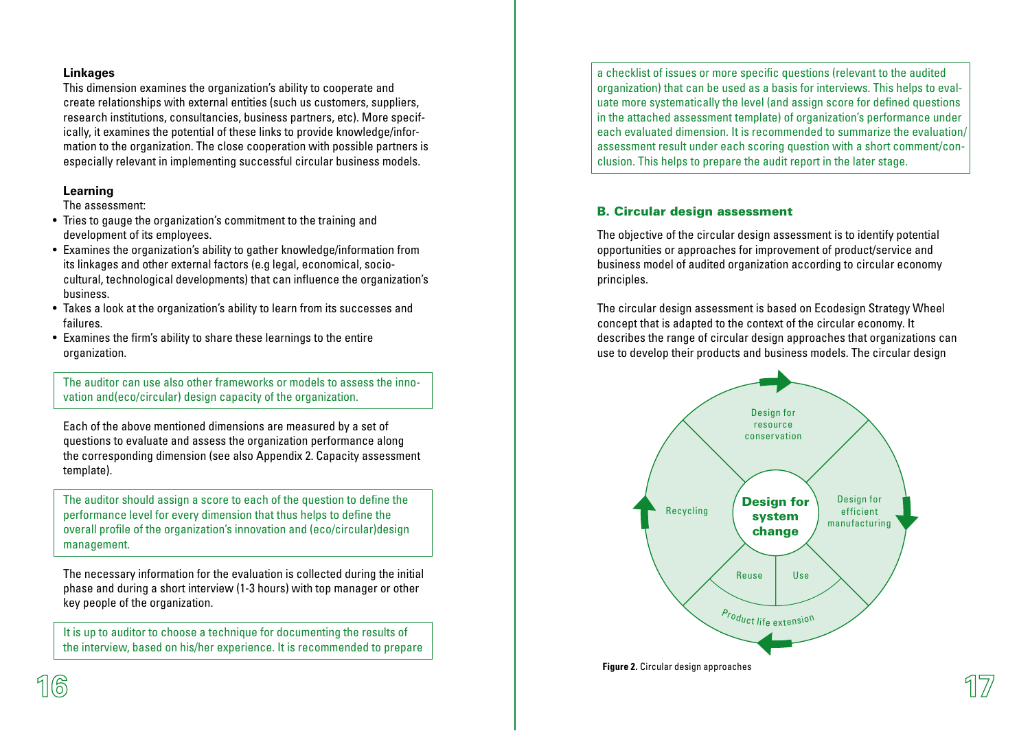### Linkages

This dimension examines the organization's ability to cooperate and create relationships with external entities (such us customers, suppliers, research institutions, consultancies, business partners, etc). More specifically, it examines the potential of these links to provide knowledge/information to the organization. The close cooperation with possible partners is especially relevant in implementing successful circular business models.

### Learning

The assessment:

- Tries to gauge the organization's commitment to the training and development of its employees.
- Examines the organization's ability to gather knowledge/information from its linkages and other external factors (e.g legal, economical, socio-cultural, technological developments) that can influence the organization's business.
- Takes a look at the organization's ability to learn from its successes and failures.
- Examines the firm's ability to share these learnings to the entire organization.

> The auditor can use also other frameworks or models to assess the innovation and(eco/circular) design capacity of the organization.

Each of the above mentioned dimensions are measured by a set of questions to evaluate and assess the organization performance along the corresponding dimension (see also Appendix 2. Capacity assessment template).

> The auditor should assign a score to each of the question to define the performance level for every dimension that thus helps to define the overall profile of the organization's innovation and (eco/circular)design management.

The necessary information for the evaluation is collected during the initial phase and during a short interview (1-3 hours) with top manager or other key people of the organization.

> It is up to auditor to choose a technique for documenting the results of the interview, based on his/her experience. It is recommended to prepare a checklist of issues or more specific questions (relevant to the audited organization) that can be used as a basis for interviews. This helps to evaluate more systematically the level (and assign score for defined questions in the attached assessment template) of organization's performance under each evaluated dimension. It is recommended to summarize the evaluation/assessment result under each scoring question with a short comment/conclusion. This helps to prepare the audit report in the later stage.

### B. Circular design assessment

The objective of the circular design assessment is to identify potential opportunities or approaches for improvement of product/service and business model of audited organization according to circular economy principles.

The circular design assessment is based on Ecodesign Strategy Wheel concept that is adapted to the context of the circular economy. It describes the range of circular design approaches that organizations can use to develop their products and business models. The circular design

Design for resource conservation
Design for efficient manufacturing
Product life extension
Use
Reuse
Recycling
Design for system change

**Figure 2.** Circular design approaches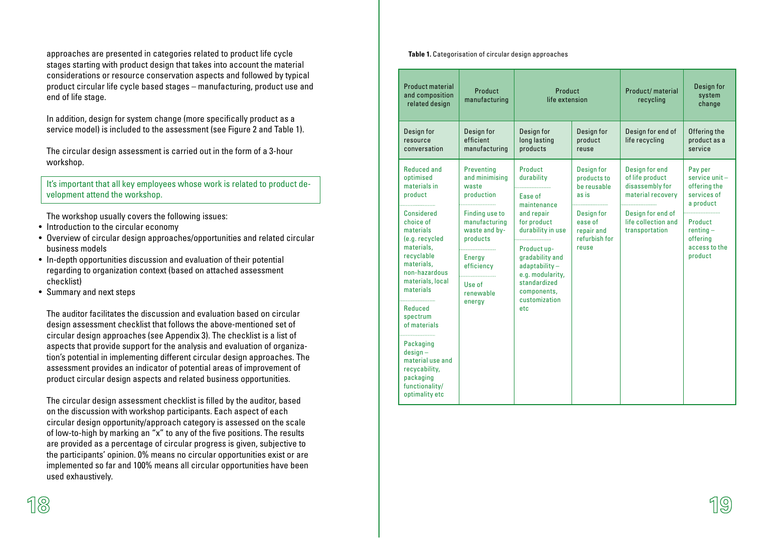approaches are presented in categories related to product life cycle stages starting with product design that takes into account the material considerations or resource conservation aspects and followed by typical product circular life cycle based stages – manufacturing, product use and end of life stage.

In addition, design for system change (more specifically product as a service model) is included to the assessment (see Figure 2 and Table 1).

The circular design assessment is carried out in the form of a 3-hour workshop.

> It's important that all key employees whose work is related to product development attend the workshop.

The workshop usually covers the following issues:

- Introduction to the circular economy
- Overview of circular design approaches/opportunities and related circular business models
- In-depth opportunities discussion and evaluation of their potential regarding to organization context (based on attached assessment checklist)
- Summary and next steps

The auditor facilitates the discussion and evaluation based on circular design assessment checklist that follows the above-mentioned set of circular design approaches (see Appendix 3). The checklist is a list of aspects that provide support for the analysis and evaluation of organization's potential in implementing different circular design approaches. The assessment provides an indicator of potential areas of improvement of product circular design aspects and related business opportunities.

The circular design assessment checklist is filled by the auditor, based on the discussion with workshop participants. Each aspect of each circular design opportunity/approach category is assessed on the scale of low-to-high by marking an "x" to any of the five positions. The results are provided as a percentage of circular progress is given, subjective to the participants' opinion. 0% means no circular opportunities exist or are implemented so far and 100% means all circular opportunities have been used exhaustively.

**Table 1.** Categorisation of circular design approaches

| Product material and composition related design | Product manufacturing | Product life extension | | Product/ material recycling | Design for system change |
|---|---|---|---|---|---|
| Design for resource conversation | Design for efficient manufacturing | Design for long lasting products | Design for product reuse | Design for end of life recycling | Offering the product as a service |
| Reduced and optimised materials in product<br><br>Considered choice of materials (e.g. recycled materials, recyclable materials, non-hazardous materials, local materials<br><br>Reduced spectrum of materials<br><br>Packaging design – material use and recycability, packaging functionality/ optimality etc | Preventing and minimising waste production<br><br>Finding use to manufacturing waste and by-products<br><br>Energy efficiency<br><br>Use of renewable energy | Product durability<br><br>Ease of maintenance and repair for product durability in use<br><br>Product up-gradability and adaptability – e.g. modularity, standardized components, customization etc | Design for products to be reusable as is<br><br>Design for ease of repair and refurbish for reuse | Design for end of life product disassembly for material recovery<br><br>Design for end of life collection and transportation | Pay per service unit – offering the services of a product<br><br>Product renting – offering access to the product |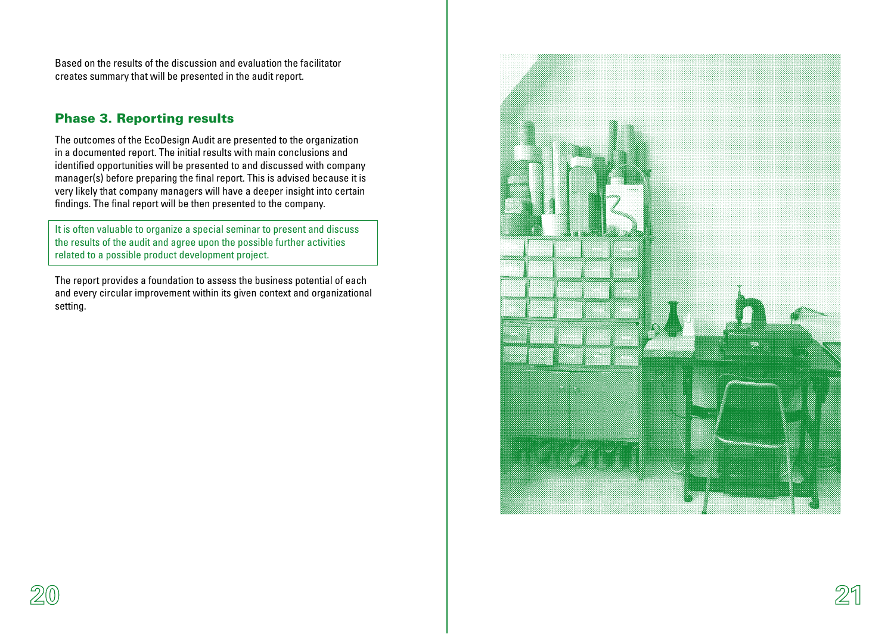Based on the results of the discussion and evaluation the facilitator creates summary that will be presented in the audit report.

## Phase 3. Reporting results

The outcomes of the EcoDesign Audit are presented to the organization in a documented report. The initial results with main conclusions and identified opportunities will be presented to and discussed with company manager(s) before preparing the final report. This is advised because it is very likely that company managers will have a deeper insight into certain findings. The final report will be then presented to the company.

> It is often valuable to organize a special seminar to present and discuss the results of the audit and agree upon the possible further activities related to a possible product development project.

The report provides a foundation to assess the business potential of each and every circular improvement within its given context and organizational setting.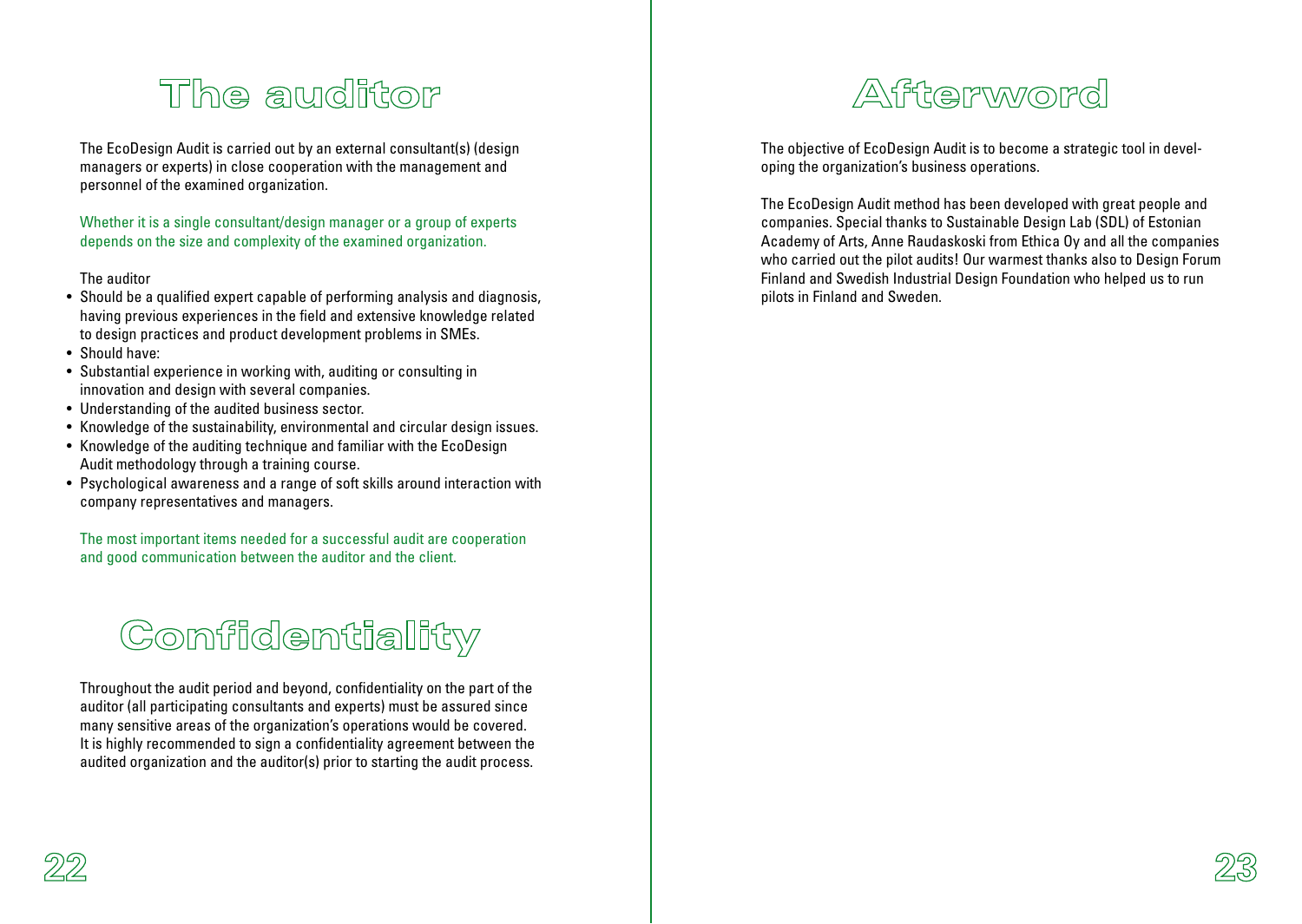# The auditor

The EcoDesign Audit is carried out by an external consultant(s) (design managers or experts) in close cooperation with the management and personnel of the examined organization.

Whether it is a single consultant/design manager or a group of experts depends on the size and complexity of the examined organization.

The auditor

- Should be a qualified expert capable of performing analysis and diagnosis, having previous experiences in the field and extensive knowledge related to design practices and product development problems in SMEs.
- Should have:
- Substantial experience in working with, auditing or consulting in innovation and design with several companies.
- Understanding of the audited business sector.
- Knowledge of the sustainability, environmental and circular design issues.
- Knowledge of the auditing technique and familiar with the EcoDesign Audit methodology through a training course.
- Psychological awareness and a range of soft skills around interaction with company representatives and managers.

The most important items needed for a successful audit are cooperation and good communication between the auditor and the client.

# Confidentiality

Throughout the audit period and beyond, confidentiality on the part of the auditor (all participating consultants and experts) must be assured since many sensitive areas of the organization's operations would be covered. It is highly recommended to sign a confidentiality agreement between the audited organization and the auditor(s) prior to starting the audit process.

# Afterword

The objective of EcoDesign Audit is to become a strategic tool in developing the organization's business operations.

The EcoDesign Audit method has been developed with great people and companies. Special thanks to Sustainable Design Lab (SDL) of Estonian Academy of Arts, Anne Raudaskoski from Ethica Oy and all the companies who carried out the pilot audits! Our warmest thanks also to Design Forum Finland and Swedish Industrial Design Foundation who helped us to run pilots in Finland and Sweden.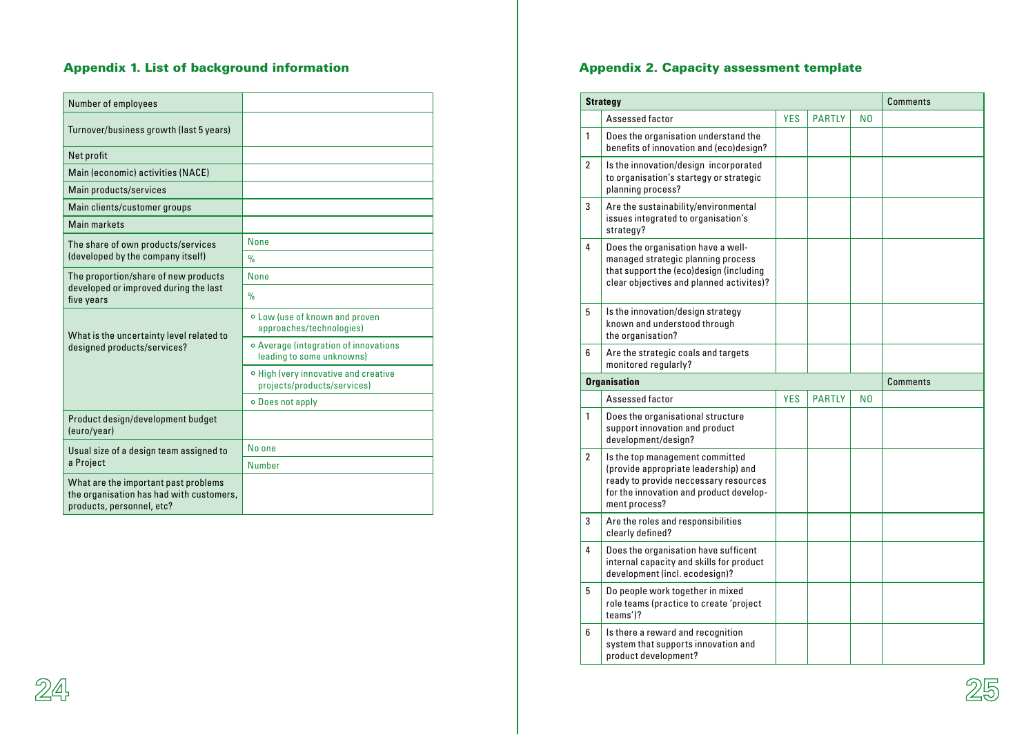## Appendix 1. List of background information

| | |
|---|---|
| Number of employees | |
| Turnover/business growth (last 5 years) | |
| Net profit | |
| Main (economic) activities (NACE) | |
| Main products/services | |
| Main clients/customer groups | |
| Main markets | |
| The share of own products/services (developed by the company itself) | None |
| | % |
| The proportion/share of new products developed or improved during the last five years | None |
| | % |
| What is the uncertainty level related to designed products/services? | ○ Low (use of known and proven approaches/technologies) |
| | ○ Average (integration of innovations leading to some unknowns) |
| | ○ High (very innovative and creative projects/products/services) |
| | ○ Does not apply |
| Product design/development budget (euro/year) | |
| Usual size of a design team assigned to a Project | No one |
| | Number |
| What are the important past problems the organisation has had with customers, products, personnel, etc? | |

## Appendix 2. Capacity assessment template

| **Strategy** | | | | | Comments |
|---|---|---|---|---|---|
| | Assessed factor | YES | PARTLY | NO | |
| 1 | Does the organisation understand the benefits of innovation and (eco)design? | | | | |
| 2 | Is the innovation/design incorporated to organisation's startegy or strategic planning process? | | | | |
| 3 | Are the sustainability/environmental issues integrated to organisation's strategy? | | | | |
| 4 | Does the organisation have a well-managed strategic planning process that support the (eco)design (including clear objectives and planned activites)? | | | | |
| 5 | Is the innovation/design strategy known and understood through the organisation? | | | | |
| 6 | Are the strategic coals and targets monitored regularly? | | | | |
| **Organisation** | | | | | Comments |
| | Assessed factor | YES | PARTLY | NO | |
| 1 | Does the organisational structure support innovation and product development/design? | | | | |
| 2 | Is the top management committed (provide appropriate leadership) and ready to provide neccessary resources for the innovation and product development process? | | | | |
| 3 | Are the roles and responsibilities clearly defined? | | | | |
| 4 | Does the organisation have sufficent internal capacity and skills for product development (incl. ecodesign)? | | | | |
| 5 | Do people work together in mixed role teams (practice to create 'project teams')? | | | | |
| 6 | Is there a reward and recognition system that supports innovation and product development? | | | | |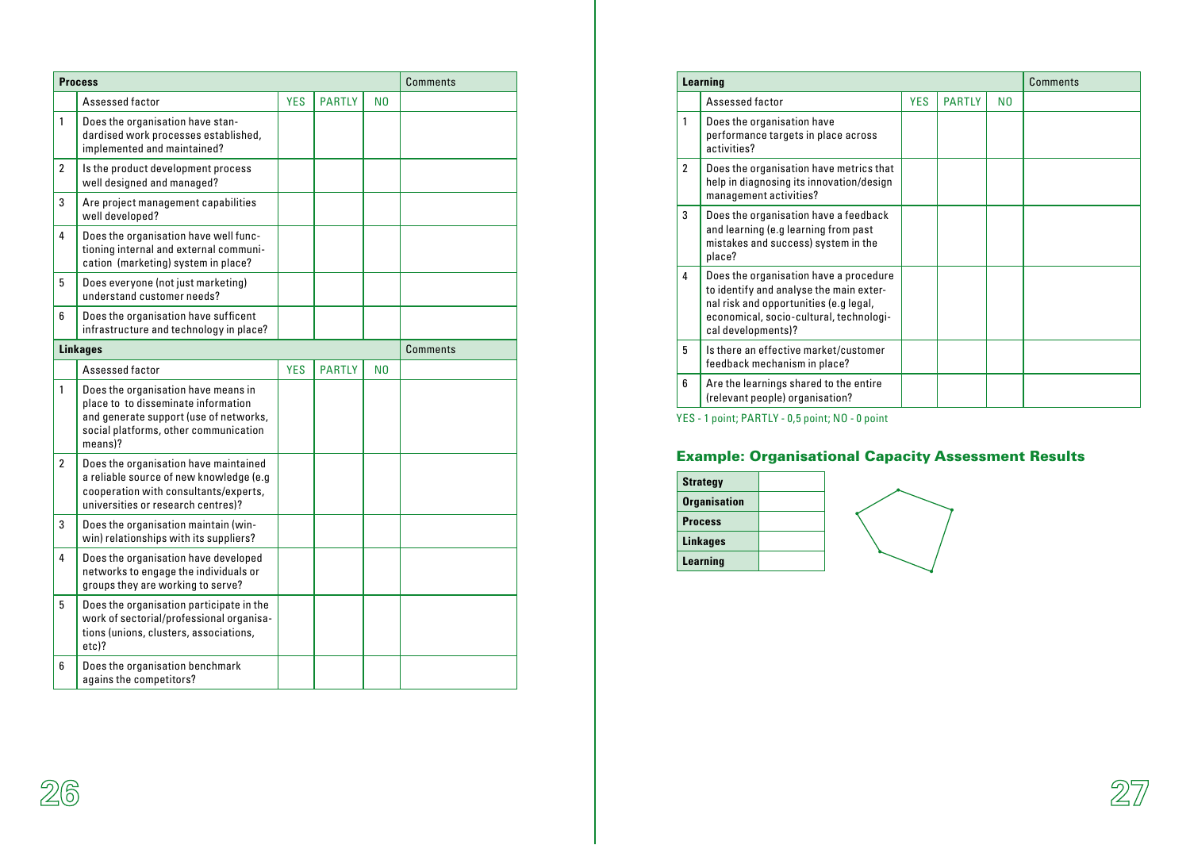| Process | | | | | Comments |
|---|---|---|---|---|---|
| | Assessed factor | YES | PARTLY | NO | |
| 1 | Does the organisation have standardised work processes established, implemented and maintained? | | | | |
| 2 | Is the product development process well designed and managed? | | | | |
| 3 | Are project management capabilities well developed? | | | | |
| 4 | Does the organisation have well functioning internal and external communication (marketing) system in place? | | | | |
| 5 | Does everyone (not just marketing) understand customer needs? | | | | |
| 6 | Does the organisation have sufficent infrastructure and technology in place? | | | | |

| Linkages | | | | | Comments |
|---|---|---|---|---|---|
| | Assessed factor | YES | PARTLY | NO | |
| 1 | Does the organisation have means in place to to disseminate information and generate support (use of networks, social platforms, other communication means)? | | | | |
| 2 | Does the organisation have maintained a reliable source of new knowledge (e.g cooperation with consultants/experts, universities or research centres)? | | | | |
| 3 | Does the organisation maintain (win-win) relationships with its suppliers? | | | | |
| 4 | Does the organisation have developed networks to engage the individuals or groups they are working to serve? | | | | |
| 5 | Does the organisation participate in the work of sectorial/professional organisations (unions, clusters, associations, etc)? | | | | |
| 6 | Does the organisation benchmark agains the competitors? | | | | |

| Learning | | | | | Comments |
|---|---|---|---|---|---|
| | Assessed factor | YES | PARTLY | NO | |
| 1 | Does the organisation have performance targets in place across activities? | | | | |
| 2 | Does the organisation have metrics that help in diagnosing its innovation/design management activities? | | | | |
| 3 | Does the organisation have a feedback and learning (e.g learning from past mistakes and success) system in the place? | | | | |
| 4 | Does the organisation have a procedure to identify and analyse the main external risk and opportunities (e.g legal, economical, socio-cultural, technological developments)? | | | | |
| 5 | Is there an effective market/customer feedback mechanism in place? | | | | |
| 6 | Are the learnings shared to the entire (relevant people) organisation? | | | | |

YES - 1 point; PARTLY - 0,5 point; NO - 0 point

## Example: Organisational Capacity Assessment Results

| | |
|---|---|
| **Strategy** | |
| **Organisation** | |
| **Process** | |
| **Linkages** | |
| **Learning** | |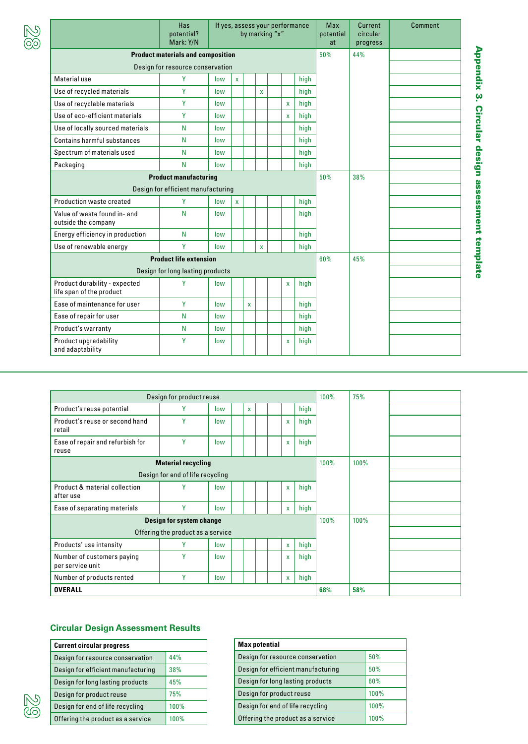## Appendix 3. Circular design assessment template

| | Has potential? Mark: Y/N | If yes, assess your performance by marking "x" | | | | | | | Max potential at | Current circular progress | Comment |
|---|---|---|---|---|---|---|---|---|---|---|---|
| **Product materials and composition** | | | | | | | | | 50% | 44% | |
| Design for resource conservation | | | | | | | | | | | |
| Material use | Y | low | x | | | | | high | | | |
| Use of recycled materials | Y | low | | | x | | | high | | | |
| Use of recyclable materials | Y | low | | | | | x | high | | | |
| Use of eco-efficient materials | Y | low | | | | | x | high | | | |
| Use of locally sourced materials | N | low | | | | | | high | | | |
| Contains harmful substances | N | low | | | | | | high | | | |
| Spectrum of materials used | N | low | | | | | | high | | | |
| Packaging | N | low | | | | | | high | | | |
| **Product manufacturing** | | | | | | | | | 50% | 38% | |
| Design for efficient manufacturing | | | | | | | | | | | |
| Production waste created | Y | low | x | | | | | high | | | |
| Value of waste found in- and outside the company | N | low | | | | | | high | | | |
| Energy efficiency in production | N | low | | | | | | high | | | |
| Use of renewable energy | Y | low | | | x | | | high | | | |
| **Product life extension** | | | | | | | | | 60% | 45% | |
| Design for long lasting products | | | | | | | | | | | |
| Product durability - expected life span of the product | Y | low | | | | | x | high | | | |
| Ease of maintenance for user | Y | low | | x | | | | high | | | |
| Ease of repair for user | N | low | | | | | | high | | | |
| Product's warranty | N | low | | | | | | high | | | |
| Product upgradability and adaptability | Y | low | | | | | x | high | | | |
| Design for product reuse | | | | | | | | | 100% | 75% | |
| Product's reuse potential | Y | low | | x | | | | high | | | |
| Product's reuse or second hand retail | Y | low | | | | | x | high | | | |
| Ease of repair and refurbish for reuse | Y | low | | | | | x | high | | | |
| **Material recycling** | | | | | | | | | 100% | 100% | |
| Design for end of life recycling | | | | | | | | | | | |
| Product & material collection after use | Y | low | | | | | x | high | | | |
| Ease of separating materials | Y | low | | | | | x | high | | | |
| **Design for system change** | | | | | | | | | 100% | 100% | |
| Offering the product as a service | | | | | | | | | | | |
| Products' use intensity | Y | low | | | | | x | high | | | |
| Number of customers paying per service unit | Y | low | | | | | x | high | | | |
| Number of products rented | Y | low | | | | | x | high | | | |
| **OVERALL** | | | | | | | | | **68%** | **58%** | |

### Circular Design Assessment Results

| **Current circular progress** | |
|---|---|
| Design for resource conservation | 44% |
| Design for efficient manufacturing | 38% |
| Design for long lasting products | 45% |
| Design for product reuse | 75% |
| Design for end of life recycling | 100% |
| Offering the product as a service | 100% |

| **Max potential** | |
|---|---|
| Design for resource conservation | 50% |
| Design for efficient manufacturing | 50% |
| Design for long lasting products | 60% |
| Design for product reuse | 100% |
| Design for end of life recycling | 100% |
| Offering the product as a service | 100% |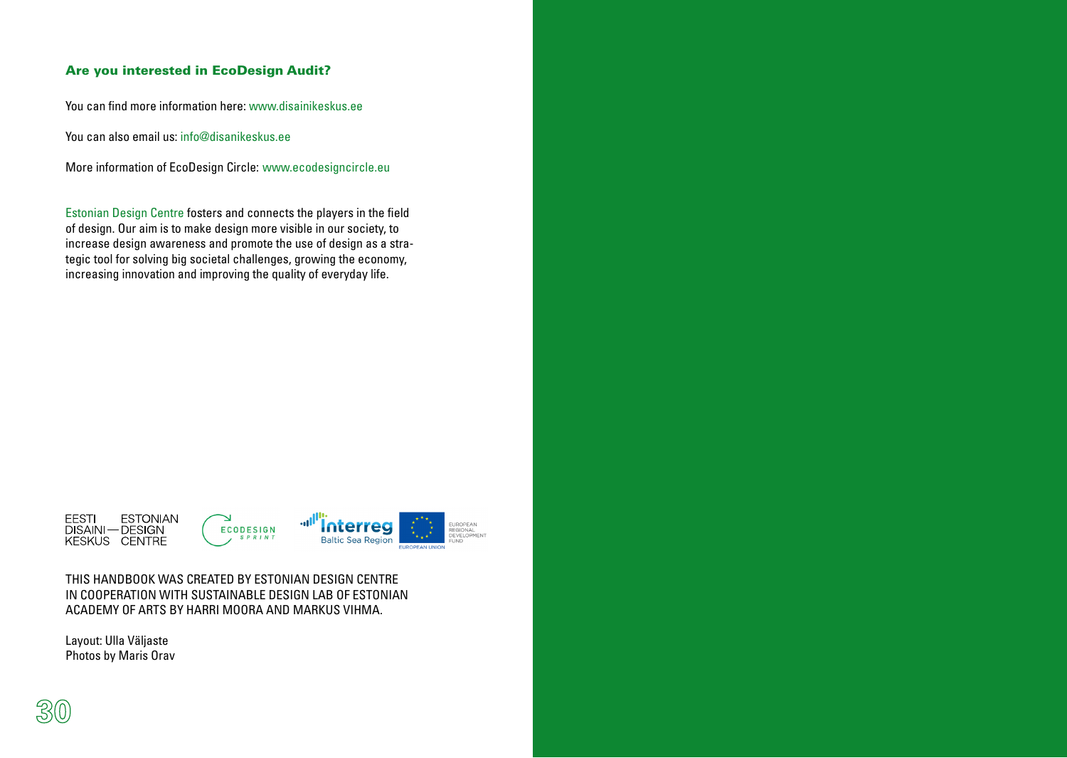### Are you interested in EcoDesign Audit?

You can find more information here: www.disainikeskus.ee

You can also email us: info@disanikeskus.ee

More information of EcoDesign Circle: www.ecodesigncircle.eu

Estonian Design Centre fosters and connects the players in the field of design. Our aim is to make design more visible in our society, to increase design awareness and promote the use of design as a strategic tool for solving big societal challenges, growing the economy, increasing innovation and improving the quality of everyday life.

EESTI DISAINI KESKUS — ESTONIAN DESIGN CENTRE

ECODESIGN SPRINT

Interreg Baltic Sea Region

EUROPEAN UNION — EUROPEAN REGIONAL DEVELOPMENT FUND

THIS HANDBOOK WAS CREATED BY ESTONIAN DESIGN CENTRE IN COOPERATION WITH SUSTAINABLE DESIGN LAB OF ESTONIAN ACADEMY OF ARTS BY HARRI MOORA AND MARKUS VIHMA.

Layout: Ulla Väljaste  
Photos by Maris Orav